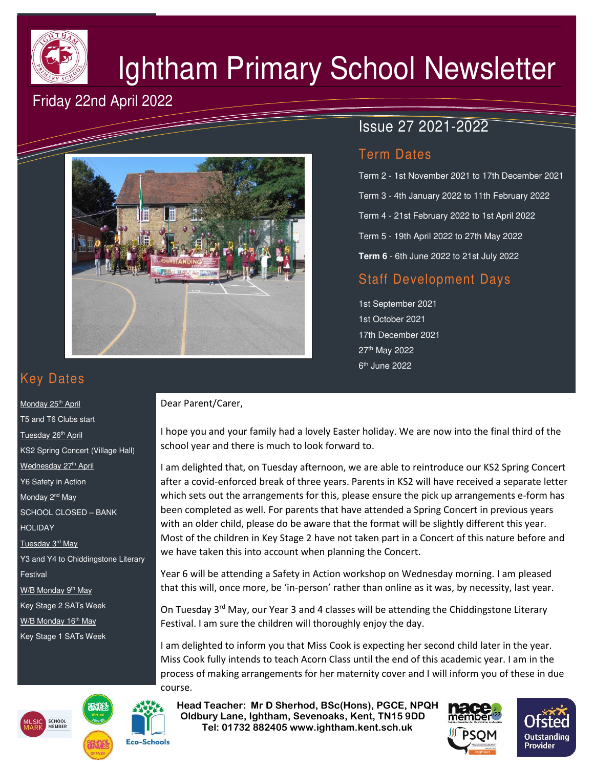# Ightham Primary School Newsletter

Friday 22nd April 2022

Issue 27 2021-2022

## Term Dates

Term 2 - 1st November 2021 to 17th December 2021

Term 3 - 4th January 2022 to 11th February 2022

Term 4 - 21st February 2022 to 1st April 2022

Term 5 - 19th April 2022 to 27th May 2022

**Term 6** - 6th June 2022 to 21st July 2022

## Staff Development Days

1st September 2021
1st October 2021
17th December 2021
27th May 2022
6th June 2022

## Key Dates

Monday 25th April
T5 and T6 Clubs start

Tuesday 26th April
KS2 Spring Concert (Village Hall)

Wednesday 27th April
Y6 Safety in Action

Monday 2nd May
SCHOOL CLOSED – BANK HOLIDAY

Tuesday 3rd May
Y3 and Y4 to Chiddingstone Literary Festival

W/B Monday 9th May
Key Stage 2 SATs Week

W/B Monday 16th May
Key Stage 1 SATs Week

Dear Parent/Carer,

I hope you and your family had a lovely Easter holiday. We are now into the final third of the school year and there is much to look forward to.

I am delighted that, on Tuesday afternoon, we are able to reintroduce our KS2 Spring Concert after a covid-enforced break of three years. Parents in KS2 will have received a separate letter which sets out the arrangements for this, please ensure the pick up arrangements e-form has been completed as well. For parents that have attended a Spring Concert in previous years with an older child, please do be aware that the format will be slightly different this year. Most of the children in Key Stage 2 have not taken part in a Concert of this nature before and we have taken this into account when planning the Concert.

Year 6 will be attending a Safety in Action workshop on Wednesday morning. I am pleased that this will, once more, be 'in-person' rather than online as it was, by necessity, last year.

On Tuesday 3rd May, our Year 3 and 4 classes will be attending the Chiddingstone Literary Festival. I am sure the children will thoroughly enjoy the day.

I am delighted to inform you that Miss Cook is expecting her second child later in the year. Miss Cook fully intends to teach Acorn Class until the end of this academic year. I am in the process of making arrangements for her maternity cover and I will inform you of these in due course.

**Head Teacher: Mr D Sherhod, BSc(Hons), PGCE, NPQH**
**Oldbury Lane, Ightham, Sevenoaks, Kent, TN15 9DD**
**Tel: 01732 882405 www.ightham.kent.sch.uk**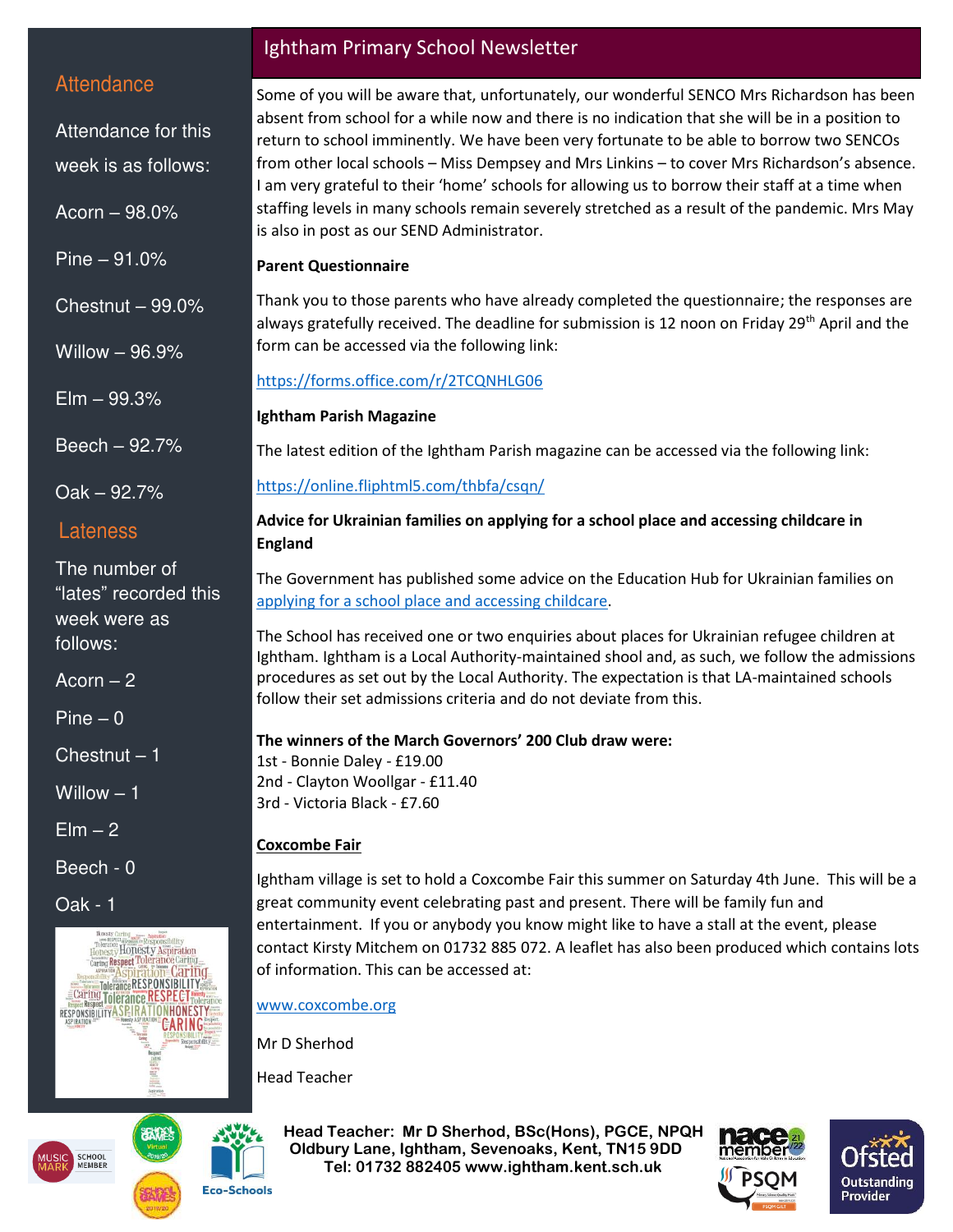# Ightham Primary School Newsletter

Some of you will be aware that, unfortunately, our wonderful SENCO Mrs Richardson has been absent from school for a while now and there is no indication that she will be in a position to return to school imminently. We have been very fortunate to be able to borrow two SENCOs from other local schools – Miss Dempsey and Mrs Linkins – to cover Mrs Richardson's absence. I am very grateful to their 'home' schools for allowing us to borrow their staff at a time when staffing levels in many schools remain severely stretched as a result of the pandemic. Mrs May is also in post as our SEND Administrator.

**Parent Questionnaire**

Thank you to those parents who have already completed the questionnaire; the responses are always gratefully received. The deadline for submission is 12 noon on Friday 29th April and the form can be accessed via the following link:

https://forms.office.com/r/2TCQNHLG06

**Ightham Parish Magazine**

The latest edition of the Ightham Parish magazine can be accessed via the following link:

https://online.fliphtml5.com/thbfa/csqn/

**Advice for Ukrainian families on applying for a school place and accessing childcare in England**

The Government has published some advice on the Education Hub for Ukrainian families on applying for a school place and accessing childcare.

The School has received one or two enquiries about places for Ukrainian refugee children at Ightham. Ightham is a Local Authority-maintained shool and, as such, we follow the admissions procedures as set out by the Local Authority. The expectation is that LA-maintained schools follow their set admissions criteria and do not deviate from this.

**The winners of the March Governors' 200 Club draw were:**
1st - Bonnie Daley - £19.00
2nd - Clayton Woollgar - £11.40
3rd - Victoria Black - £7.60

**Coxcombe Fair**

Ightham village is set to hold a Coxcombe Fair this summer on Saturday 4th June. This will be a great community event celebrating past and present. There will be family fun and entertainment. If you or anybody you know might like to have a stall at the event, please contact Kirsty Mitchem on 01732 885 072. A leaflet has also been produced which contains lots of information. This can be accessed at:

www.coxcombe.org

Mr D Sherhod

Head Teacher

## Attendance

Attendance for this week is as follows:

Acorn – 98.0%

Pine – 91.0%

Chestnut – 99.0%

Willow – 96.9%

Elm – 99.3%

Beech – 92.7%

Oak – 92.7%

## Lateness

The number of "lates" recorded this week were as follows:

Acorn – 2

Pine – 0

Chestnut – 1

Willow – 1

Elm – 2

Beech - 0

Oak - 1

**Head Teacher: Mr D Sherhod, BSc(Hons), PGCE, NPQH**
**Oldbury Lane, Ightham, Sevenoaks, Kent, TN15 9DD**
**Tel: 01732 882405 www.ightham.kent.sch.uk**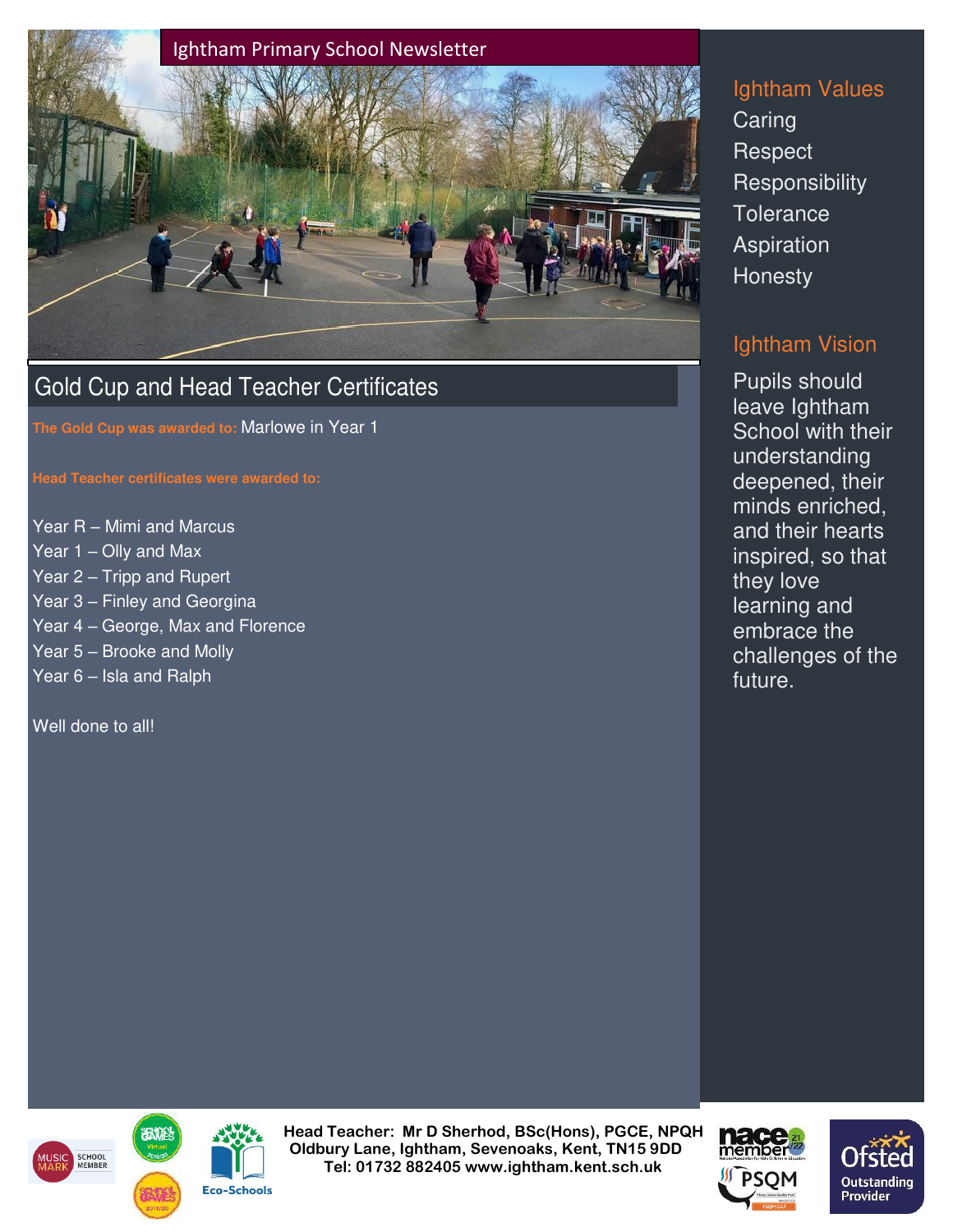Ightham Primary School Newsletter

## Gold Cup and Head Teacher Certificates

**The Gold Cup was awarded to:** Marlowe in Year 1

**Head Teacher certificates were awarded to:**

Year R – Mimi and Marcus
Year 1 – Olly and Max
Year 2 – Tripp and Rupert
Year 3 – Finley and Georgina
Year 4 – George, Max and Florence
Year 5 – Brooke and Molly
Year 6 – Isla and Ralph

Well done to all!

## Ightham Values

Caring
Respect
Responsibility
Tolerance
Aspiration
Honesty

## Ightham Vision

Pupils should leave Ightham School with their understanding deepened, their minds enriched, and their hearts inspired, so that they love learning and embrace the challenges of the future.

**Head Teacher: Mr D Sherhod, BSc(Hons), PGCE, NPQH**
**Oldbury Lane, Ightham, Sevenoaks, Kent, TN15 9DD**
**Tel: 01732 882405 www.ightham.kent.sch.uk**